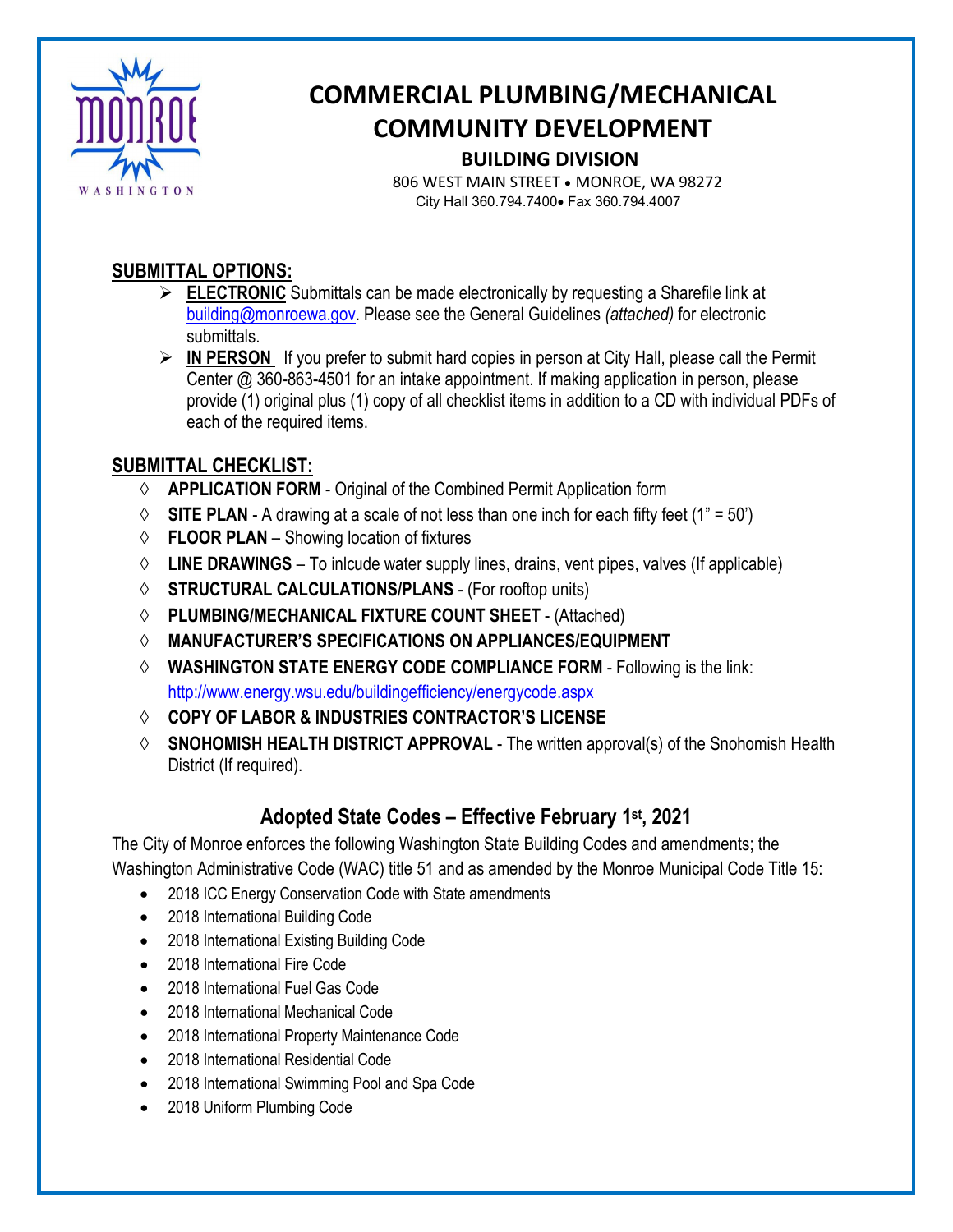# COMMERCIAL PLUMBING/MECHANICAL COMMUNITY DEVELOPMENT

## BUILDING DIVISION

806 WEST MAIN STREET • MONROE, WA 98272
City Hall 360.794.7400• Fax 360.794.4007

### SUBMITTAL OPTIONS:

- **ELECTRONIC** Submittals can be made electronically by requesting a Sharefile link at building@monroewa.gov. Please see the General Guidelines *(attached)* for electronic submittals.
- **IN PERSON** If you prefer to submit hard copies in person at City Hall, please call the Permit Center @ 360-863-4501 for an intake appointment. If making application in person, please provide (1) original plus (1) copy of all checklist items in addition to a CD with individual PDFs of each of the required items.

### SUBMITTAL CHECKLIST:

- **APPLICATION FORM** - Original of the Combined Permit Application form
- **SITE PLAN** - A drawing at a scale of not less than one inch for each fifty feet (1" = 50')
- **FLOOR PLAN** – Showing location of fixtures
- **LINE DRAWINGS** – To inlcude water supply lines, drains, vent pipes, valves (If applicable)
- **STRUCTURAL CALCULATIONS/PLANS** - (For rooftop units)
- **PLUMBING/MECHANICAL FIXTURE COUNT SHEET** - (Attached)
- **MANUFACTURER'S SPECIFICATIONS ON APPLIANCES/EQUIPMENT**
- **WASHINGTON STATE ENERGY CODE COMPLIANCE FORM** - Following is the link: http://www.energy.wsu.edu/buildingefficiency/energycode.aspx
- **COPY OF LABOR & INDUSTRIES CONTRACTOR'S LICENSE**
- **SNOHOMISH HEALTH DISTRICT APPROVAL** - The written approval(s) of the Snohomish Health District (If required).

### Adopted State Codes – Effective February 1st, 2021

The City of Monroe enforces the following Washington State Building Codes and amendments; the Washington Administrative Code (WAC) title 51 and as amended by the Monroe Municipal Code Title 15:

- 2018 ICC Energy Conservation Code with State amendments
- 2018 International Building Code
- 2018 International Existing Building Code
- 2018 International Fire Code
- 2018 International Fuel Gas Code
- 2018 International Mechanical Code
- 2018 International Property Maintenance Code
- 2018 International Residential Code
- 2018 International Swimming Pool and Spa Code
- 2018 Uniform Plumbing Code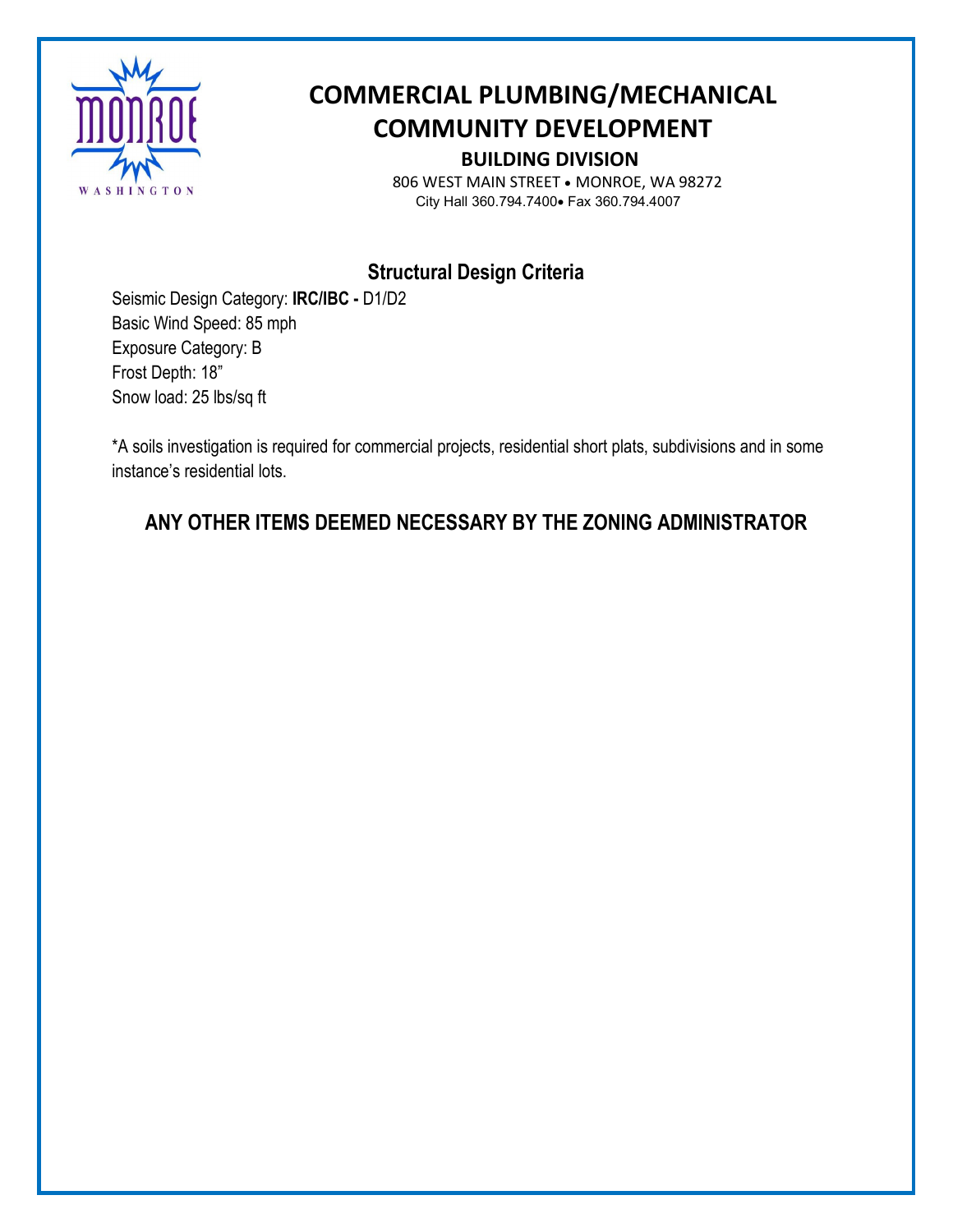# COMMERCIAL PLUMBING/MECHANICAL
# COMMUNITY DEVELOPMENT

### BUILDING DIVISION

806 WEST MAIN STREET • MONROE, WA 98272
City Hall 360.794.7400• Fax 360.794.4007

## Structural Design Criteria

Seismic Design Category: **IRC/IBC -** D1/D2
Basic Wind Speed: 85 mph
Exposure Category: B
Frost Depth: 18"
Snow load: 25 lbs/sq ft

*A soils investigation is required for commercial projects, residential short plats, subdivisions and in some instance's residential lots.

## ANY OTHER ITEMS DEEMED NECESSARY BY THE ZONING ADMINISTRATOR